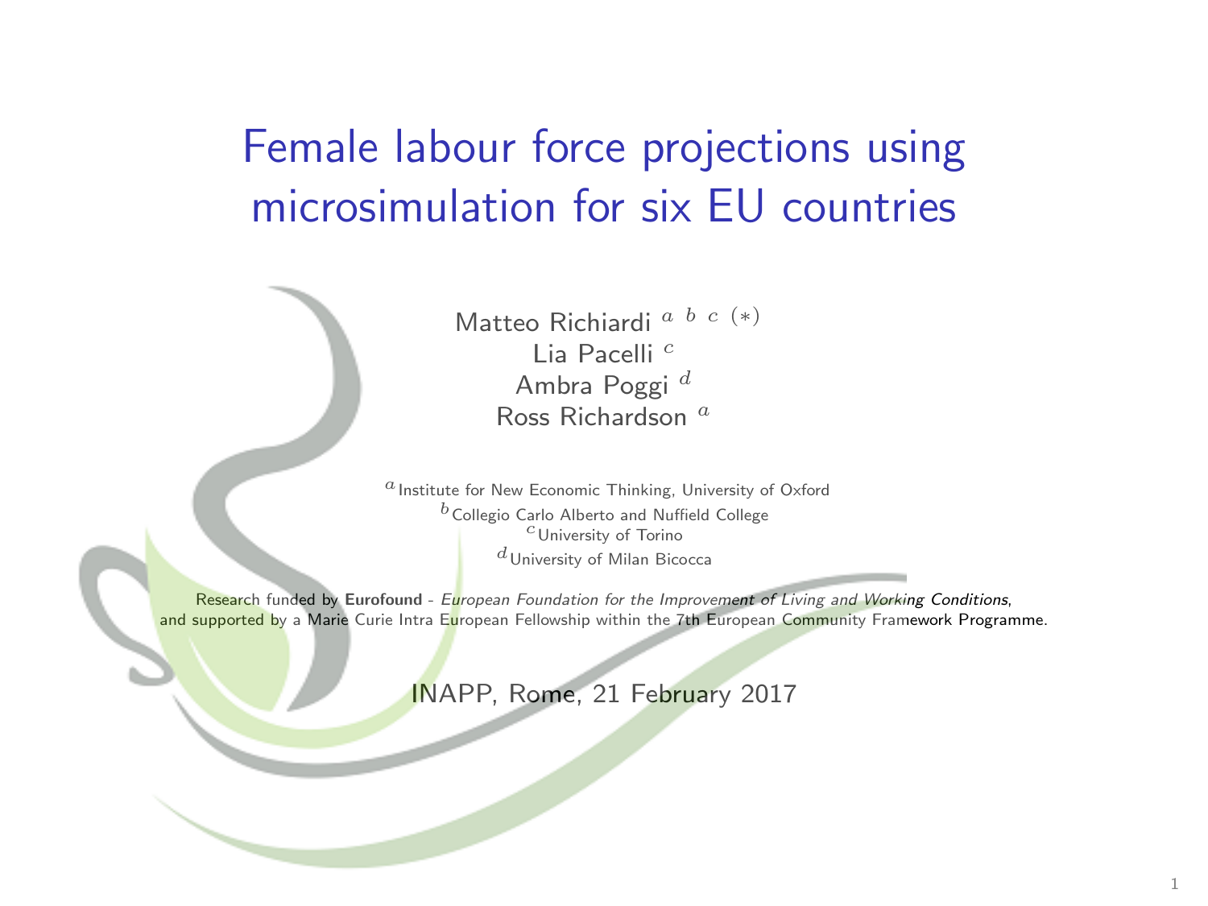# Female labour force projections using microsimulation for six EU countries

Matteo Richiardi [a b c (*)]
Lia Pacelli [c]
Ambra Poggi [d]
Ross Richardson [a]

[a] Institute for New Economic Thinking, University of Oxford
[b] Collegio Carlo Alberto and Nuffield College
[c] University of Torino
[d] University of Milan Bicocca

Research funded by **Eurofound** - *European Foundation for the Improvement of Living and Working Conditions*, and supported by a Marie Curie Intra European Fellowship within the 7th European Community Framework Programme.

INAPP, Rome, 21 February 2017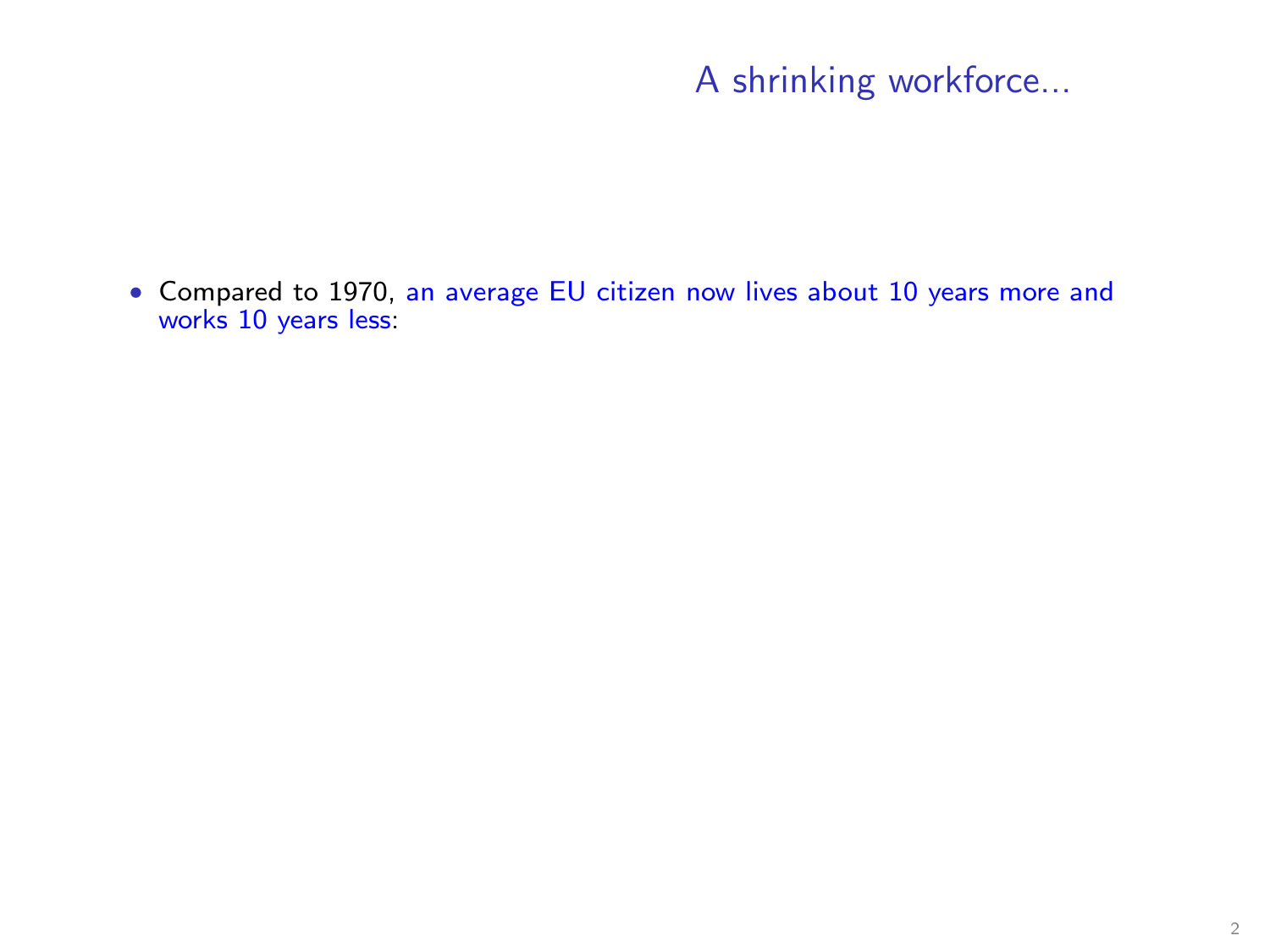# A shrinking workforce...

- Compared to 1970, an average EU citizen now lives about 10 years more and works 10 years less: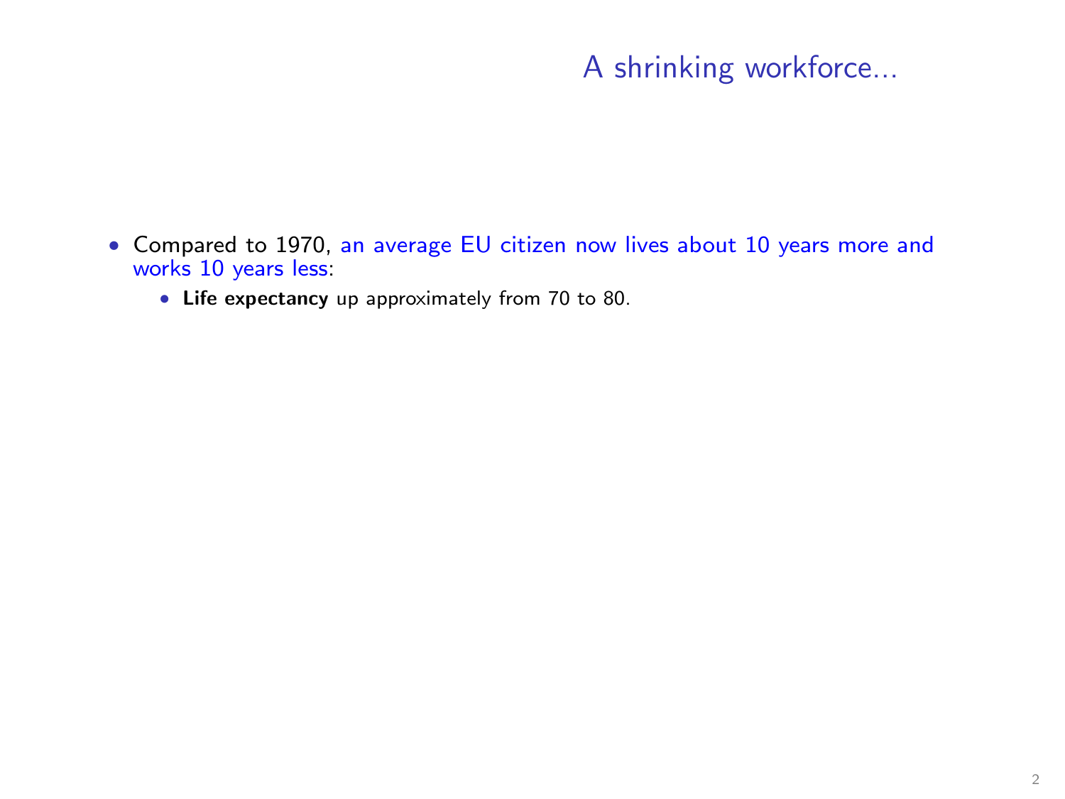# A shrinking workforce...

- Compared to 1970, an average EU citizen now lives about 10 years more and works 10 years less:
  - **Life expectancy** up approximately from 70 to 80.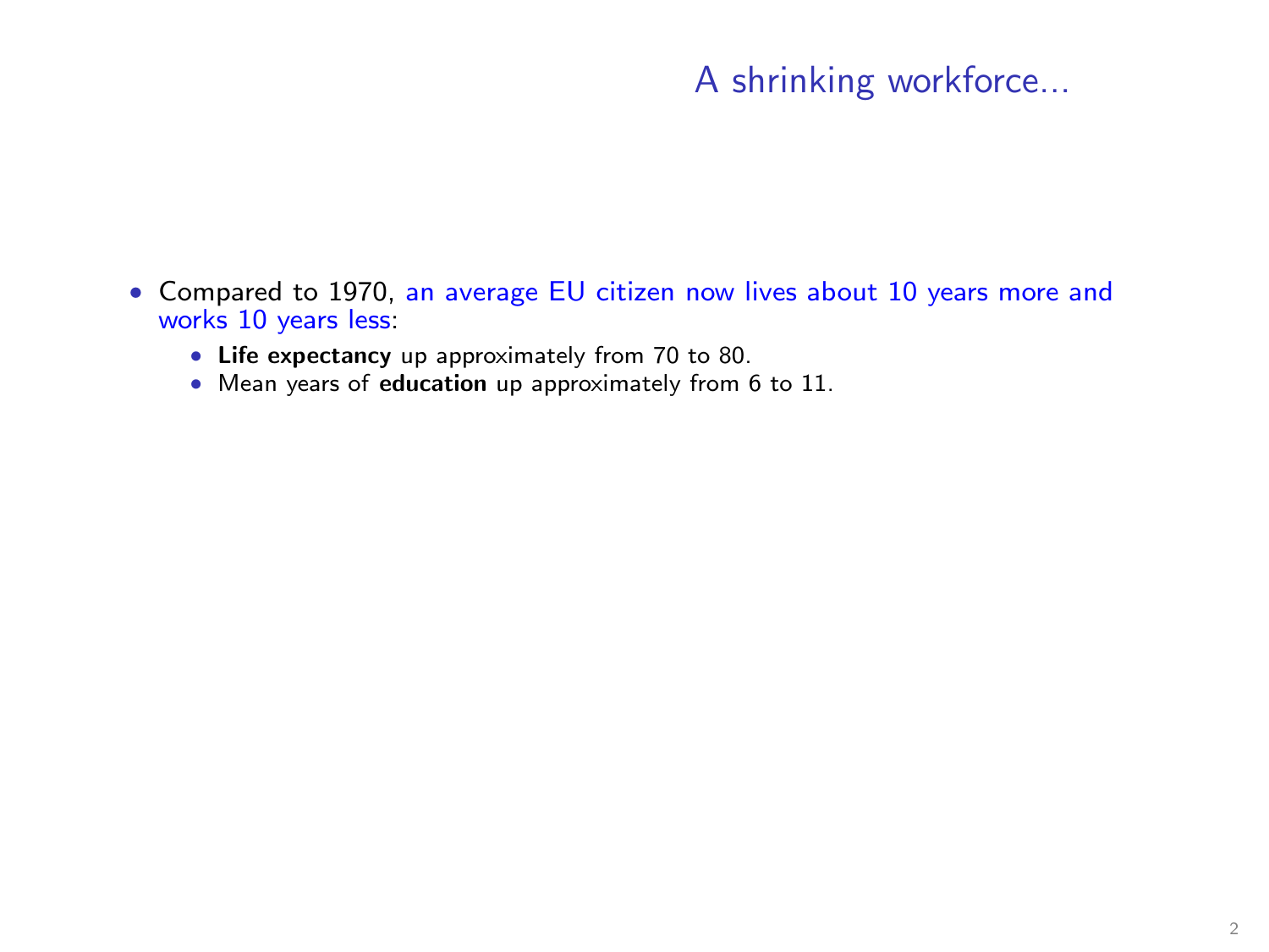# A shrinking workforce...

- Compared to 1970, an average EU citizen now lives about 10 years more and works 10 years less:
  - **Life expectancy** up approximately from 70 to 80.
  - Mean years of **education** up approximately from 6 to 11.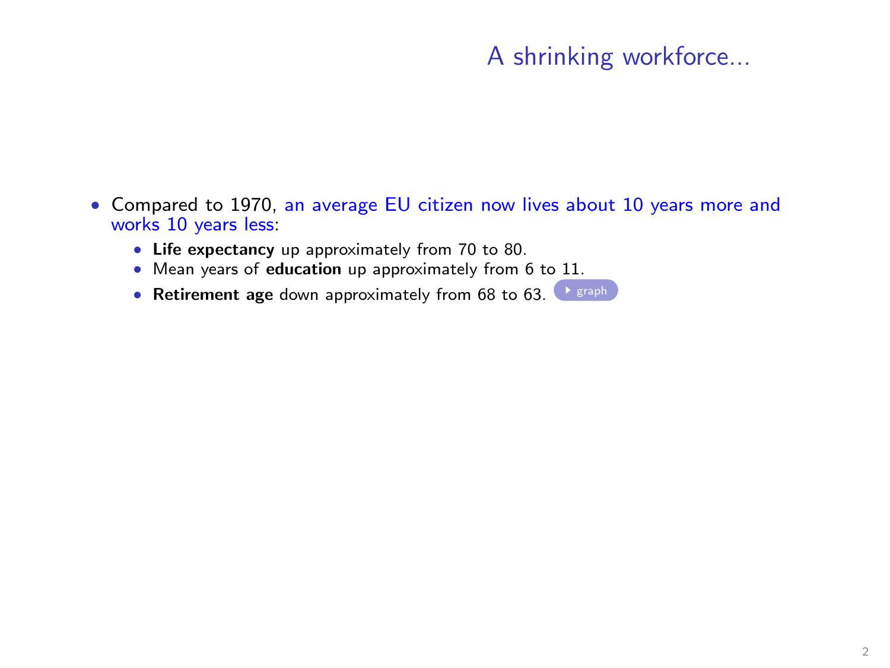# A shrinking workforce...

- Compared to 1970, an average EU citizen now lives about 10 years more and works 10 years less:
  - **Life expectancy** up approximately from 70 to 80.
  - Mean years of **education** up approximately from 6 to 11.
  - **Retirement age** down approximately from 68 to 63. graph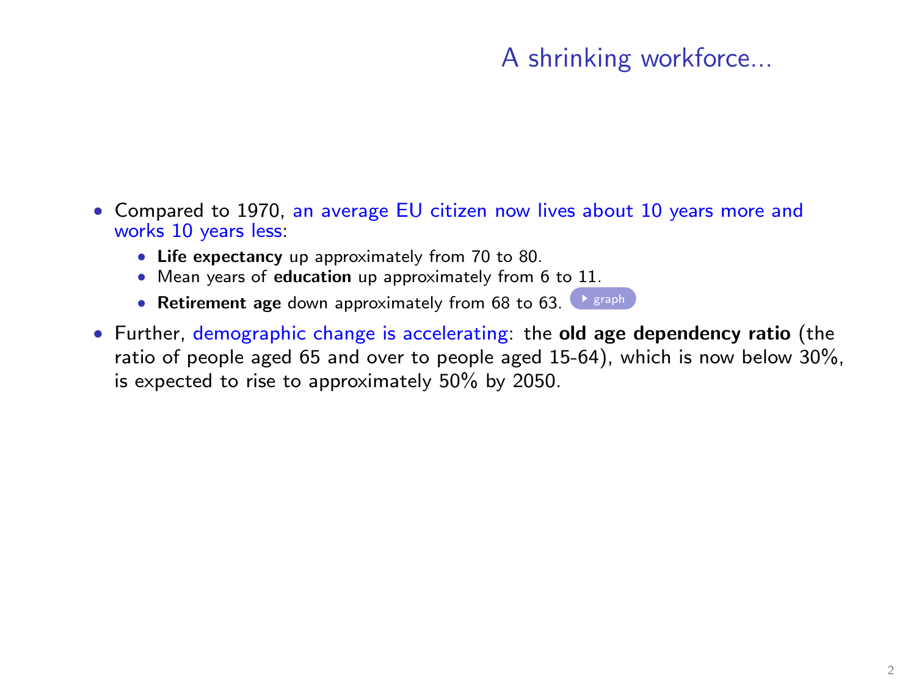# A shrinking workforce...

- Compared to 1970, an average EU citizen now lives about 10 years more and works 10 years less:
  - **Life expectancy** up approximately from 70 to 80.
  - Mean years of **education** up approximately from 6 to 11.
  - **Retirement age** down approximately from 68 to 63. graph
- Further, demographic change is accelerating: the **old age dependency ratio** (the ratio of people aged 65 and over to people aged 15-64), which is now below 30%, is expected to rise to approximately 50% by 2050.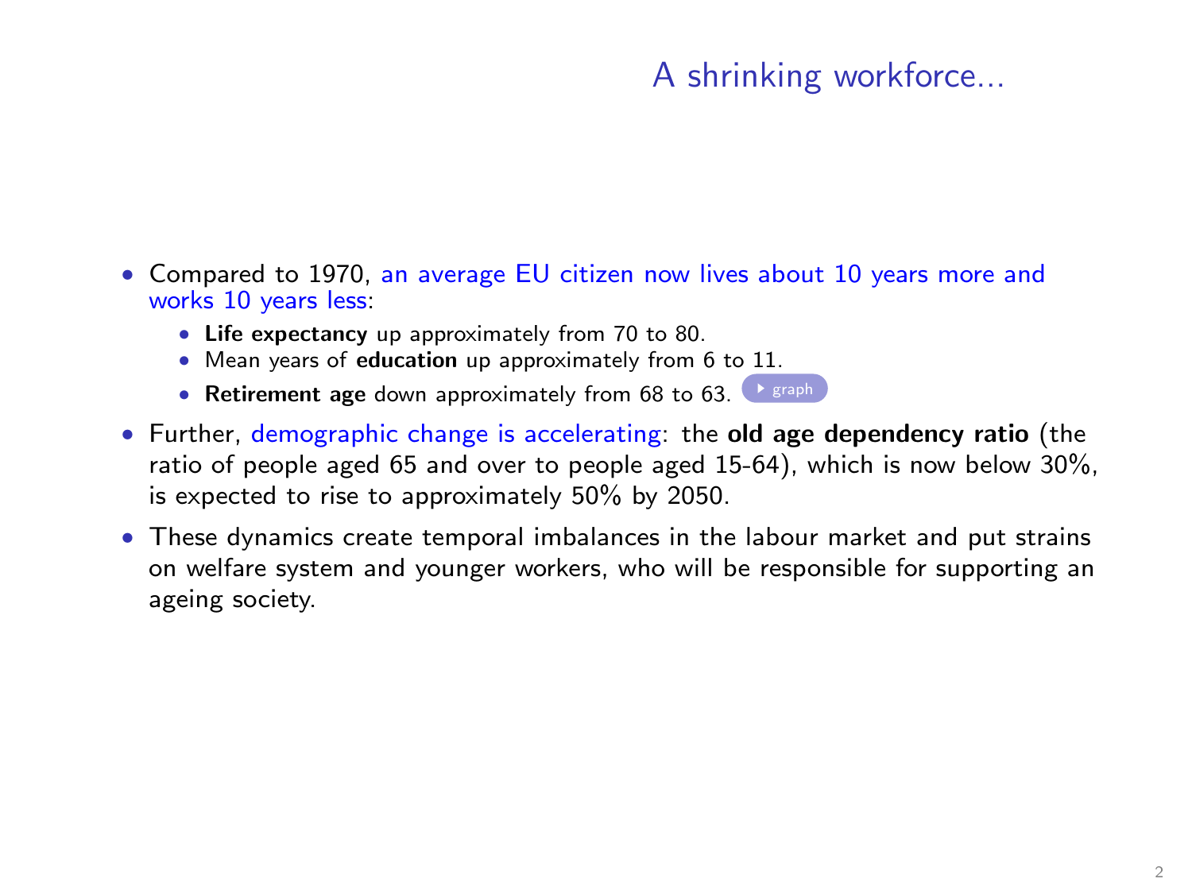# A shrinking workforce...

- Compared to 1970, an average EU citizen now lives about 10 years more and works 10 years less:
  - **Life expectancy** up approximately from 70 to 80.
  - Mean years of **education** up approximately from 6 to 11.
  - **Retirement age** down approximately from 68 to 63. graph
- Further, demographic change is accelerating: the **old age dependency ratio** (the ratio of people aged 65 and over to people aged 15-64), which is now below 30%, is expected to rise to approximately 50% by 2050.
- These dynamics create temporal imbalances in the labour market and put strains on welfare system and younger workers, who will be responsible for supporting an ageing society.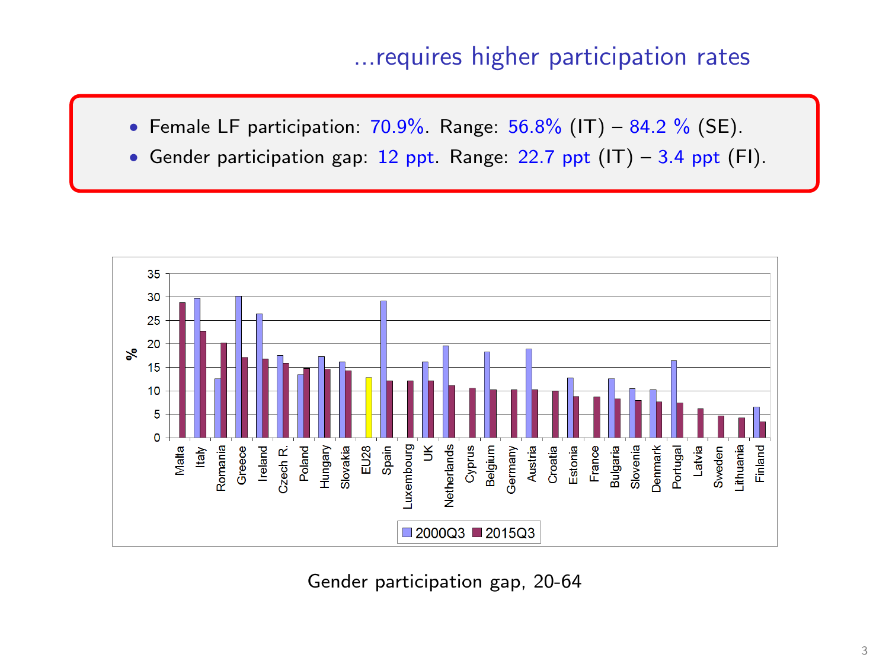## ...requires higher participation rates

- Female LF participation: 70.9%. Range: 56.8% (IT) – 84.2 % (SE).
- Gender participation gap: 12 ppt. Range: 22.7 ppt (IT) – 3.4 ppt (FI).

Gender participation gap, 20-64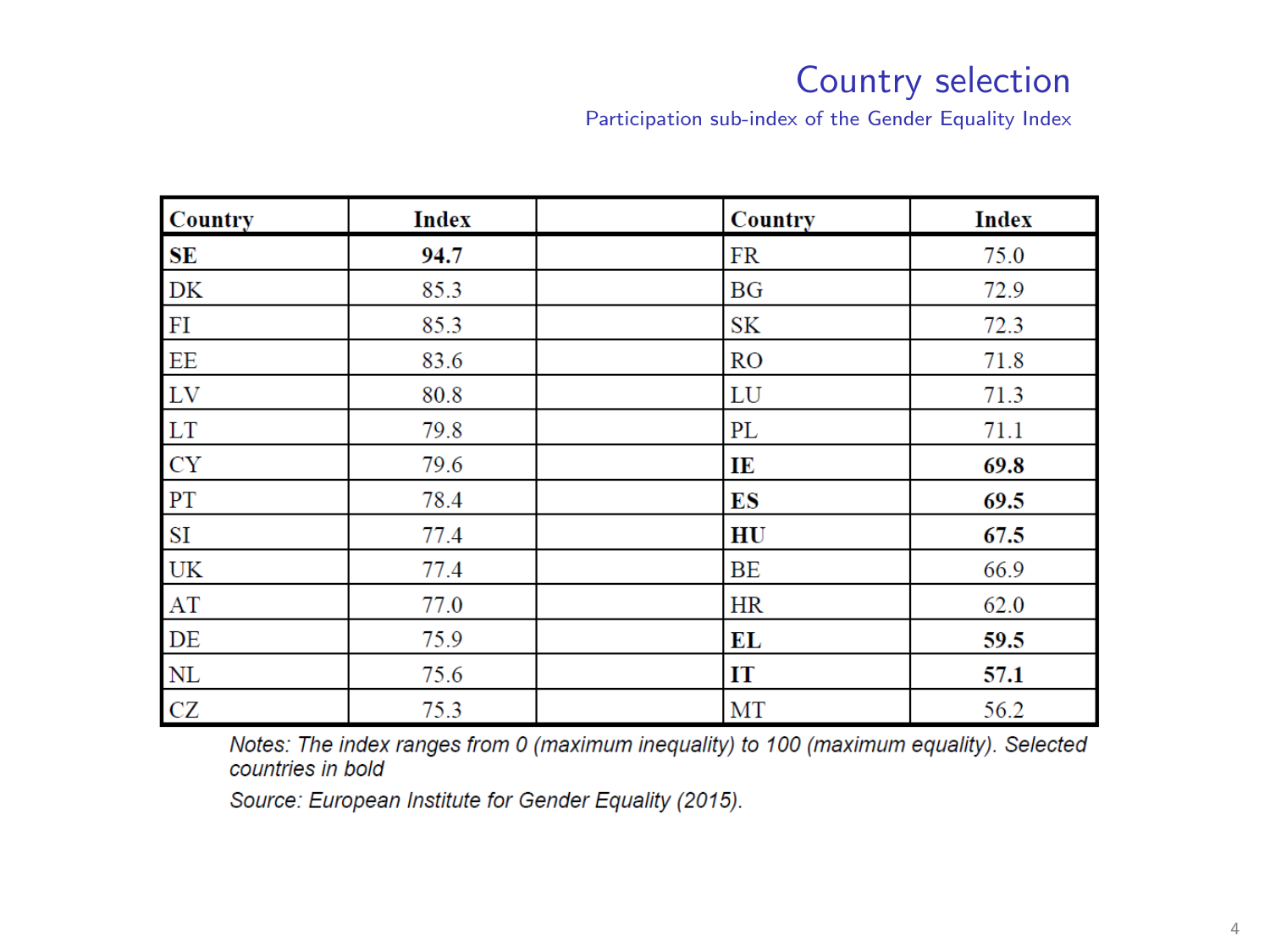# Country selection

## Participation sub-index of the Gender Equality Index

| Country | Index | | Country | Index |
|---|---|---|---|---|
| **SE** | **94.7** | | FR | 75.0 |
| DK | 85.3 | | BG | 72.9 |
| FI | 85.3 | | SK | 72.3 |
| EE | 83.6 | | RO | 71.8 |
| LV | 80.8 | | LU | 71.3 |
| LT | 79.8 | | PL | 71.1 |
| CY | 79.6 | | **IE** | **69.8** |
| PT | 78.4 | | **ES** | **69.5** |
| SI | 77.4 | | **HU** | **67.5** |
| UK | 77.4 | | BE | 66.9 |
| AT | 77.0 | | HR | 62.0 |
| DE | 75.9 | | **EL** | **59.5** |
| NL | 75.6 | | **IT** | **57.1** |
| CZ | 75.3 | | MT | 56.2 |

*Notes: The index ranges from 0 (maximum inequality) to 100 (maximum equality). Selected countries in bold*

*Source: European Institute for Gender Equality (2015).*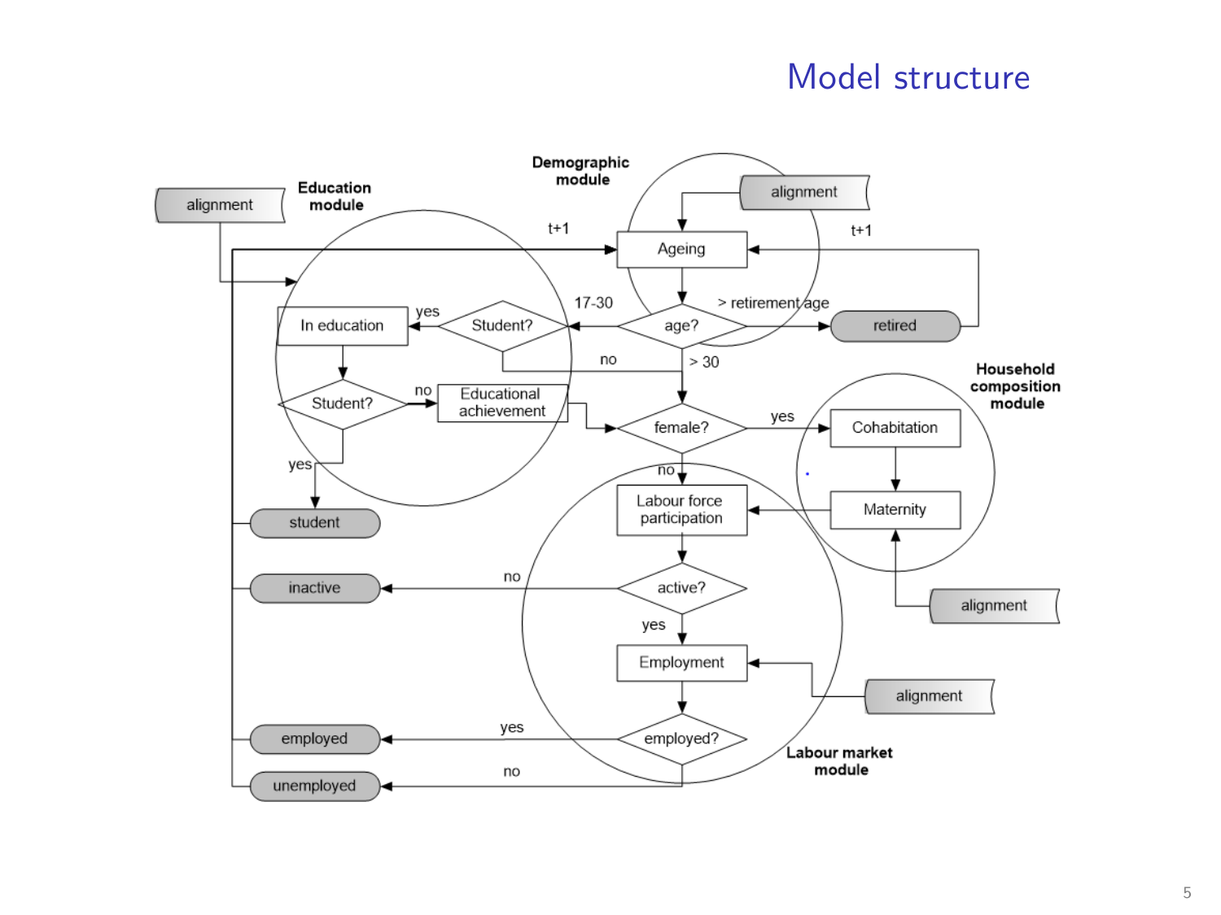# Model structure

Demographic module

Education module

Household composition module

Labour market module

alignment

Ageing

t+1

age?

17-30

> retirement age

retired

> 30

Student?

yes

no

In education

Student?

Educational achievement

yes

student

female?

Cohabitation

Maternity

Labour force participation

active?

inactive

Employment

employed?

employed

unemployed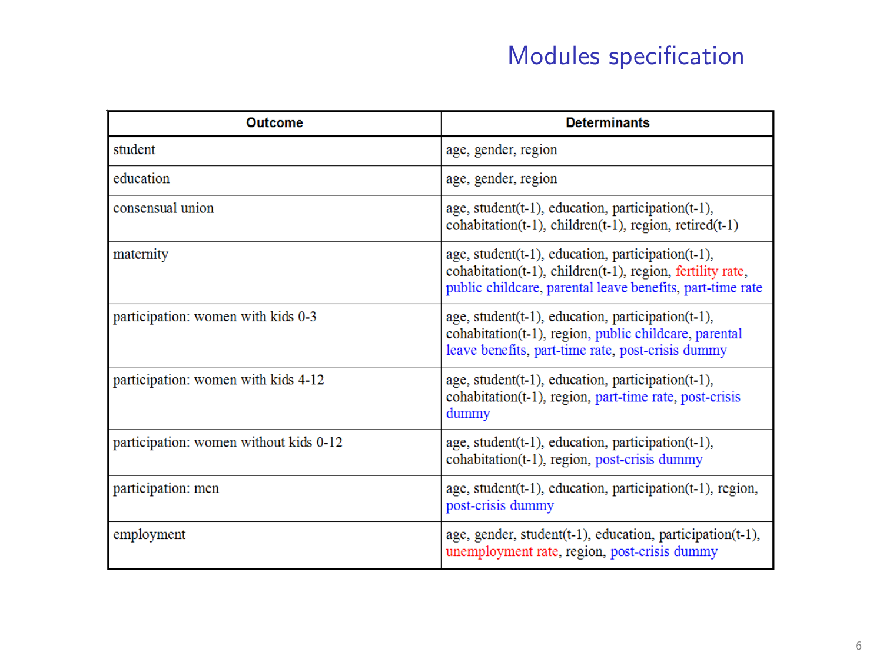# Modules specification

| Outcome | Determinants |
| --- | --- |
| student | age, gender, region |
| education | age, gender, region |
| consensual union | age, student(t-1), education, participation(t-1), cohabitation(t-1), children(t-1), region, retired(t-1) |
| maternity | age, student(t-1), education, participation(t-1), cohabitation(t-1), children(t-1), region, fertility rate, public childcare, parental leave benefits, part-time rate |
| participation: women with kids 0-3 | age, student(t-1), education, participation(t-1), cohabitation(t-1), region, public childcare, parental leave benefits, part-time rate, post-crisis dummy |
| participation: women with kids 4-12 | age, student(t-1), education, participation(t-1), cohabitation(t-1), region, part-time rate, post-crisis dummy |
| participation: women without kids 0-12 | age, student(t-1), education, participation(t-1), cohabitation(t-1), region, post-crisis dummy |
| participation: men | age, student(t-1), education, participation(t-1), region, post-crisis dummy |
| employment | age, gender, student(t-1), education, participation(t-1), unemployment rate, region, post-crisis dummy |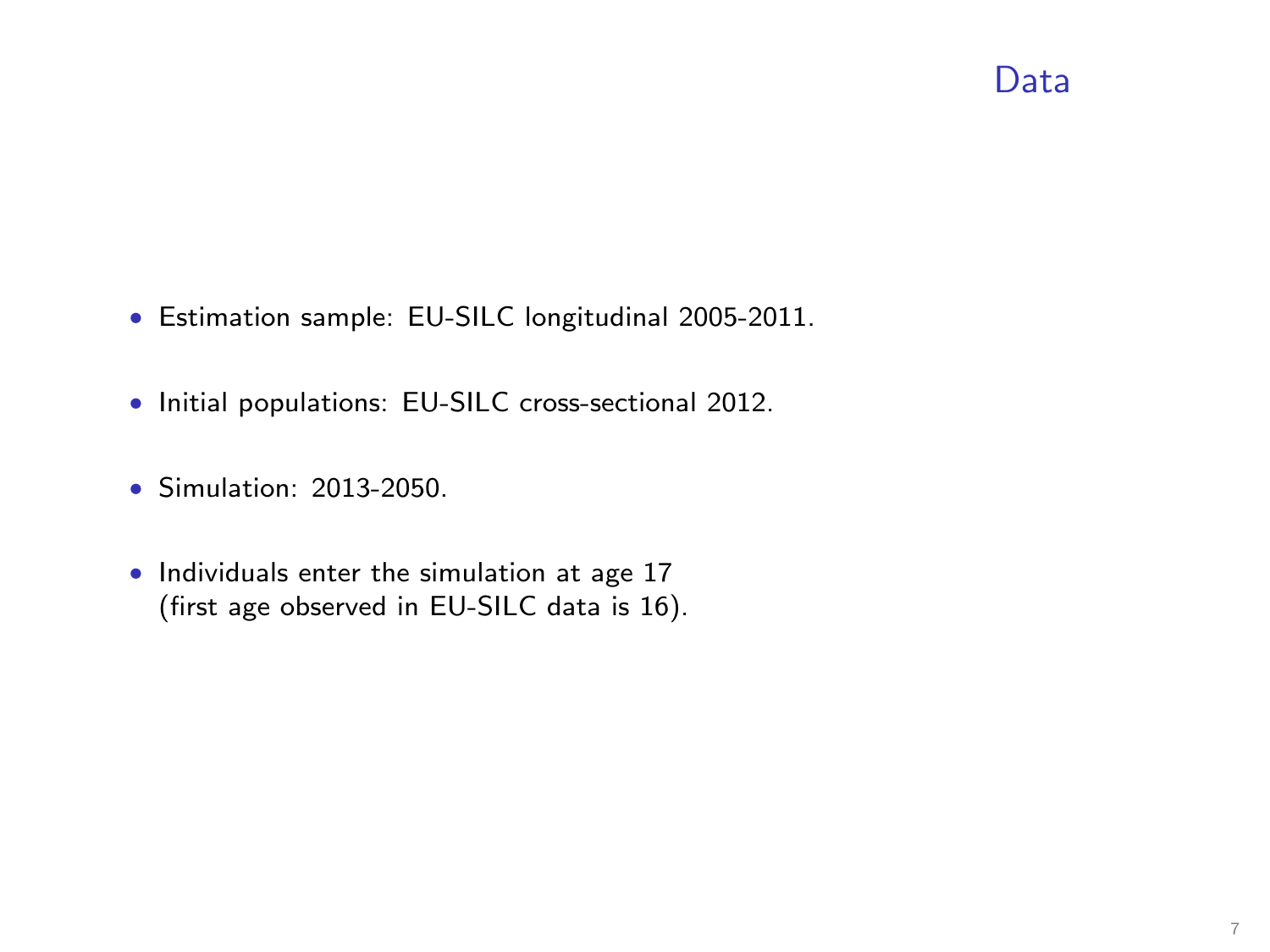# Data

- Estimation sample: EU-SILC longitudinal 2005-2011.
- Initial populations: EU-SILC cross-sectional 2012.
- Simulation: 2013-2050.
- Individuals enter the simulation at age 17
  (first age observed in EU-SILC data is 16).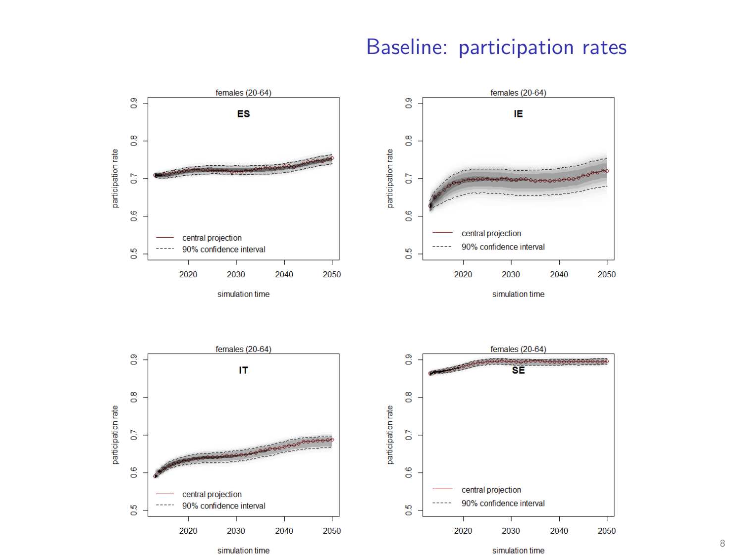# Baseline: participation rates

females (20-64)

**ES**

participation rate

0.5 0.6 0.7 0.8 0.9

2020 2030 2040 2050

simulation time

central projection

90% confidence interval

females (20-64)

**IE**

participation rate

0.5 0.6 0.7 0.8 0.9

2020 2030 2040 2050

simulation time

central projection

90% confidence interval

females (20-64)

**IT**

participation rate

0.5 0.6 0.7 0.8 0.9

2020 2030 2040 2050

simulation time

central projection

90% confidence interval

females (20-64)

**SE**

participation rate

0.5 0.6 0.7 0.8 0.9

2020 2030 2040 2050

simulation time

central projection

90% confidence interval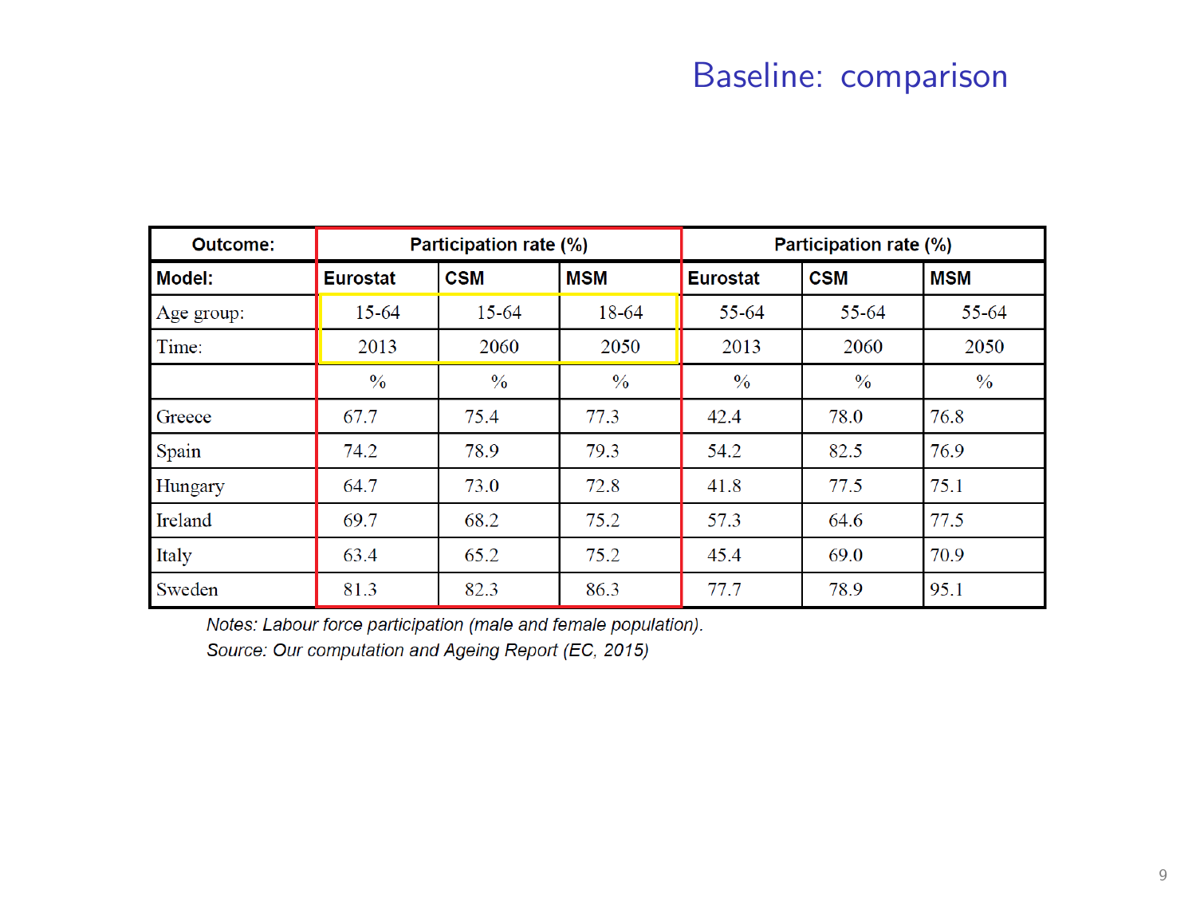# Baseline: comparison

| Outcome: | Participation rate (%) | | | Participation rate (%) | | |
|---|---|---|---|---|---|---|
| **Model:** | **Eurostat** | **CSM** | **MSM** | **Eurostat** | **CSM** | **MSM** |
| Age group: | 15-64 | 15-64 | 18-64 | 55-64 | 55-64 | 55-64 |
| Time: | 2013 | 2060 | 2050 | 2013 | 2060 | 2050 |
| | % | % | % | % | % | % |
| Greece | 67.7 | 75.4 | 77.3 | 42.4 | 78.0 | 76.8 |
| Spain | 74.2 | 78.9 | 79.3 | 54.2 | 82.5 | 76.9 |
| Hungary | 64.7 | 73.0 | 72.8 | 41.8 | 77.5 | 75.1 |
| Ireland | 69.7 | 68.2 | 75.2 | 57.3 | 64.6 | 77.5 |
| Italy | 63.4 | 65.2 | 75.2 | 45.4 | 69.0 | 70.9 |
| Sweden | 81.3 | 82.3 | 86.3 | 77.7 | 78.9 | 95.1 |

*Notes: Labour force participation (male and female population).*
*Source: Our computation and Ageing Report (EC, 2015)*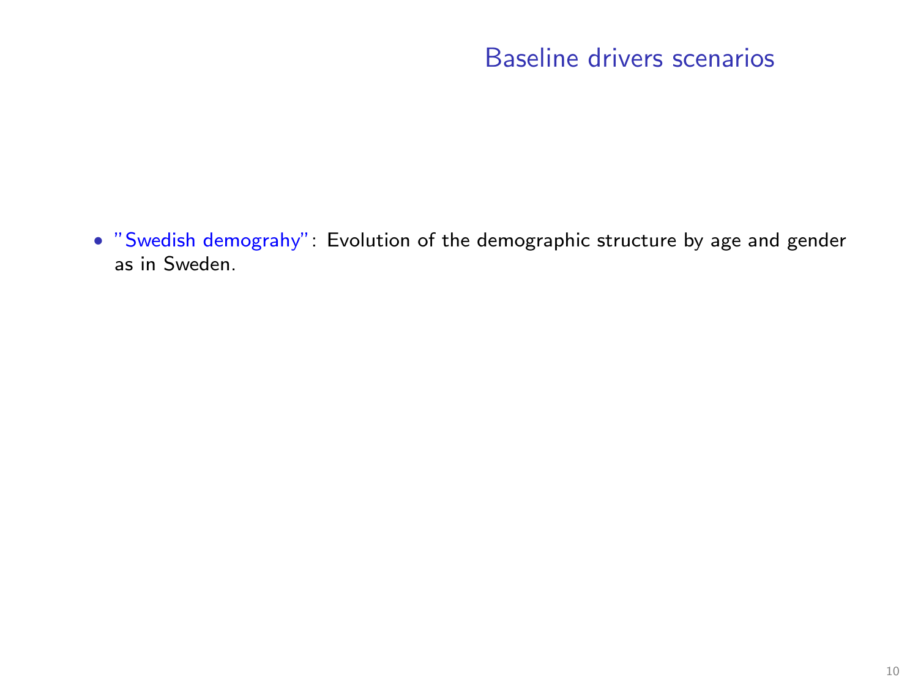# Baseline drivers scenarios

- "Swedish demograhy": Evolution of the demographic structure by age and gender as in Sweden.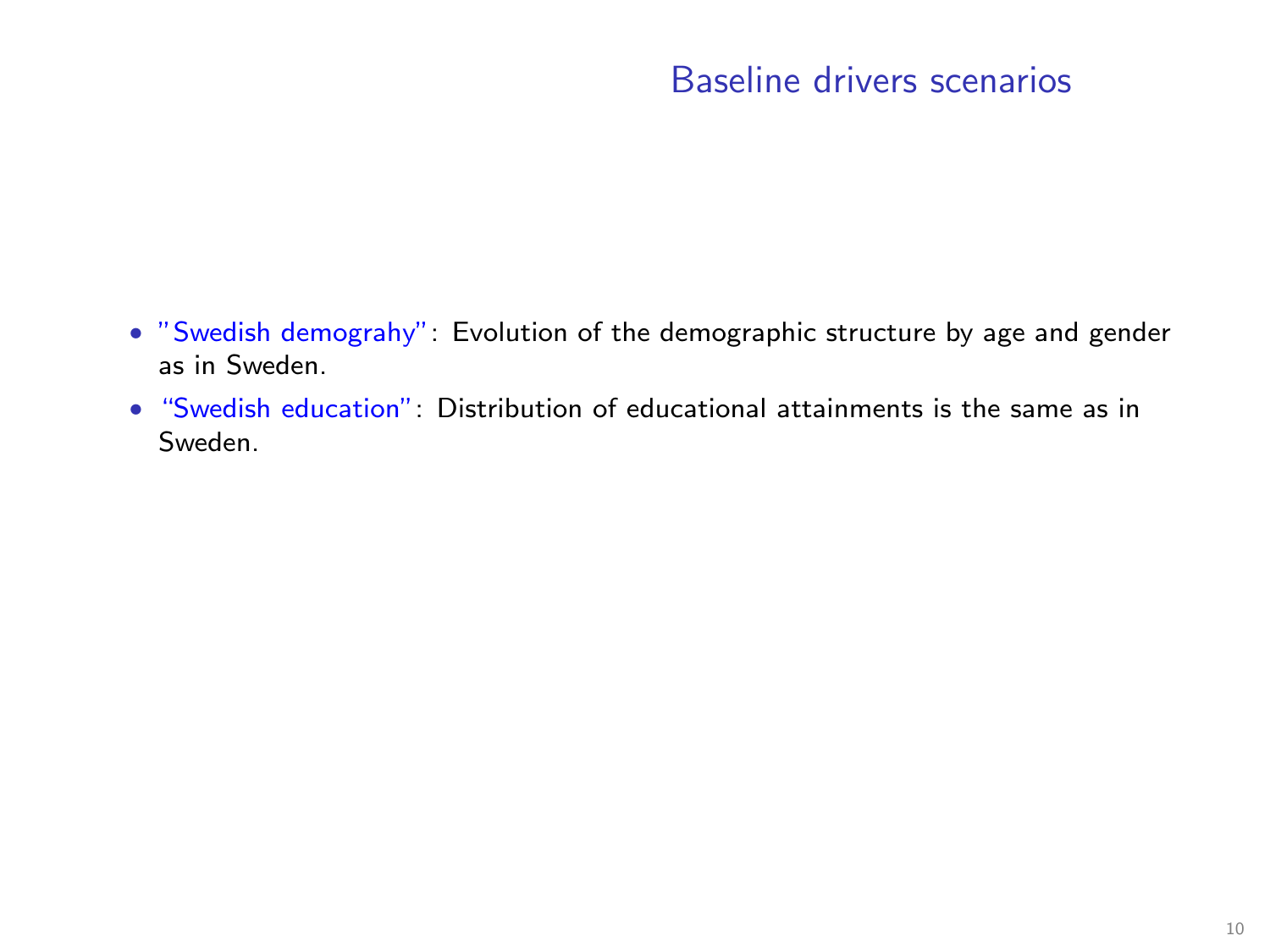## Baseline drivers scenarios

- "Swedish demograhy": Evolution of the demographic structure by age and gender as in Sweden.
- "Swedish education": Distribution of educational attainments is the same as in Sweden.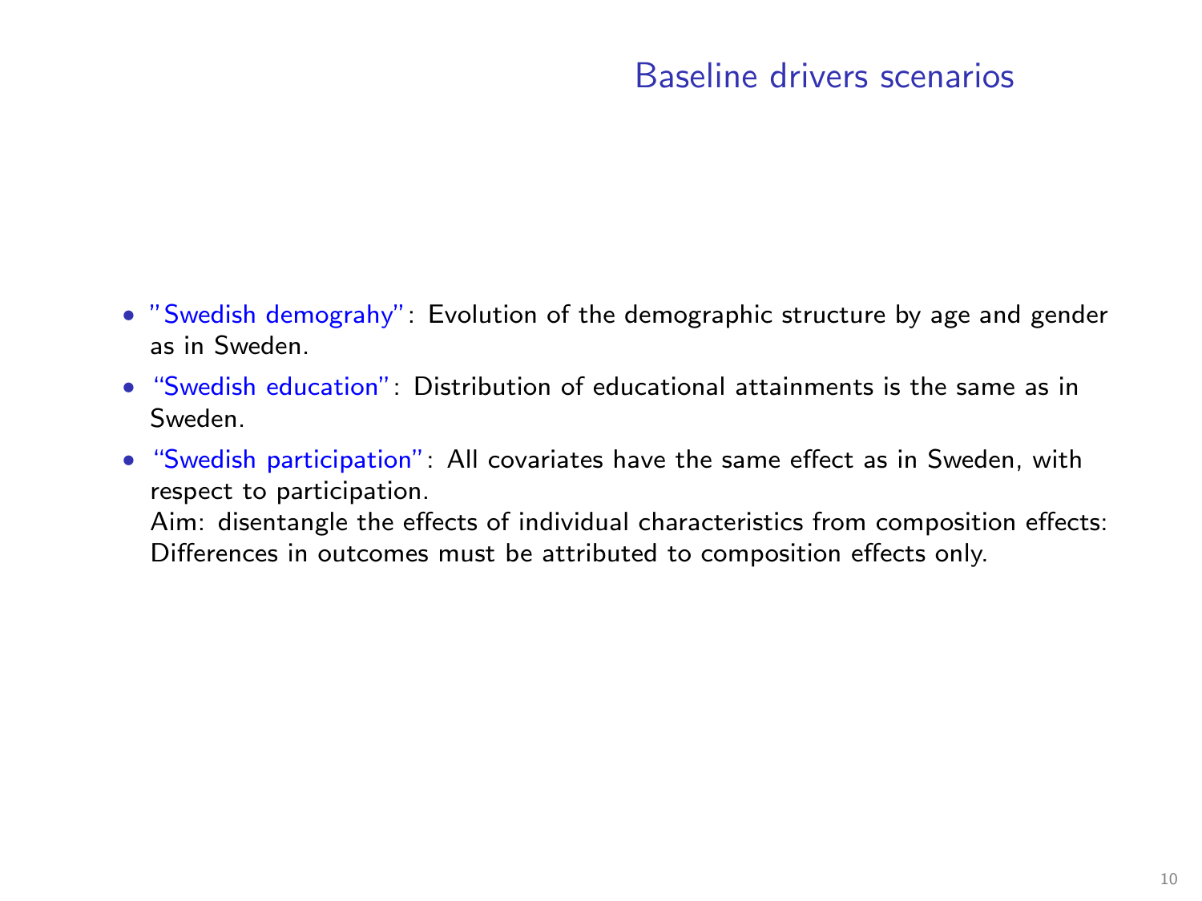## Baseline drivers scenarios

- "Swedish demograhy": Evolution of the demographic structure by age and gender as in Sweden.
- "Swedish education": Distribution of educational attainments is the same as in Sweden.
- "Swedish participation": All covariates have the same effect as in Sweden, with respect to participation.
  Aim: disentangle the effects of individual characteristics from composition effects: Differences in outcomes must be attributed to composition effects only.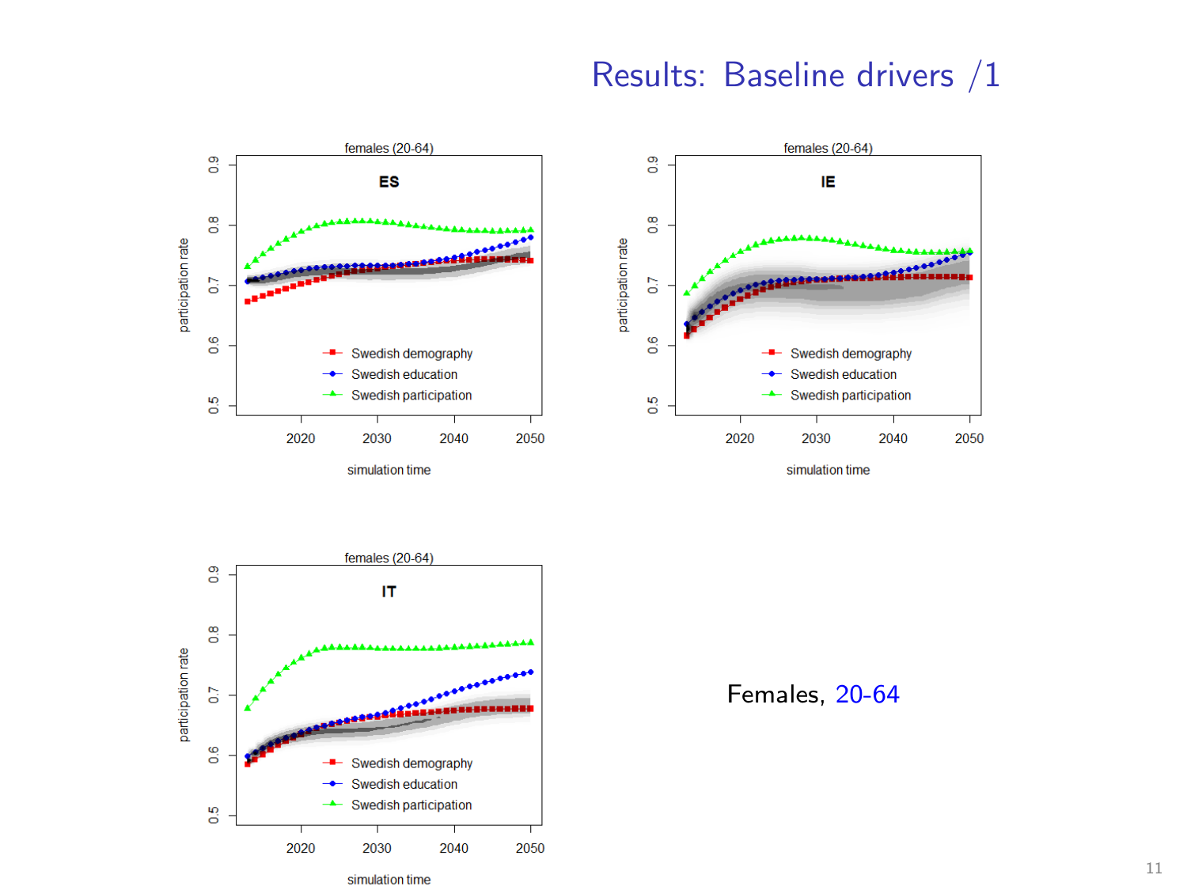# Results: Baseline drivers /1

Females, 20-64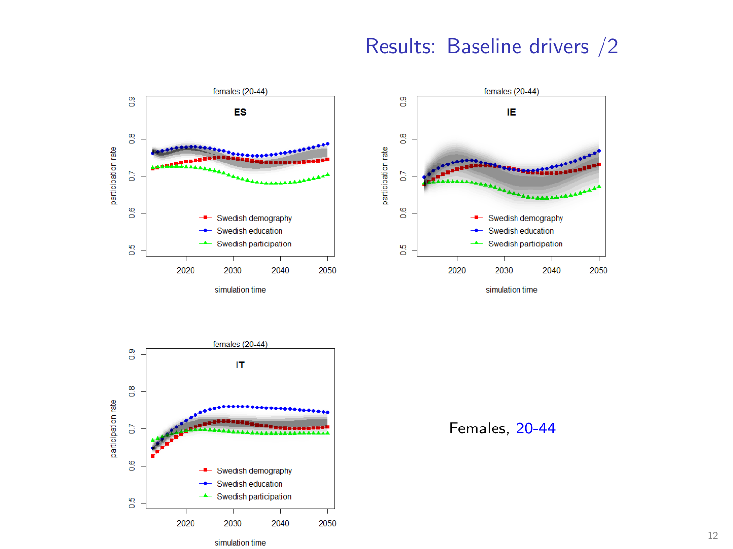# Results: Baseline drivers /2

females (20-44)

**ES**

participation rate

- Swedish demography
- Swedish education
- Swedish participation

simulation time

females (20-44)

**IE**

participation rate

- Swedish demography
- Swedish education
- Swedish participation

simulation time

females (20-44)

**IT**

participation rate

- Swedish demography
- Swedish education
- Swedish participation

simulation time

Females, 20-44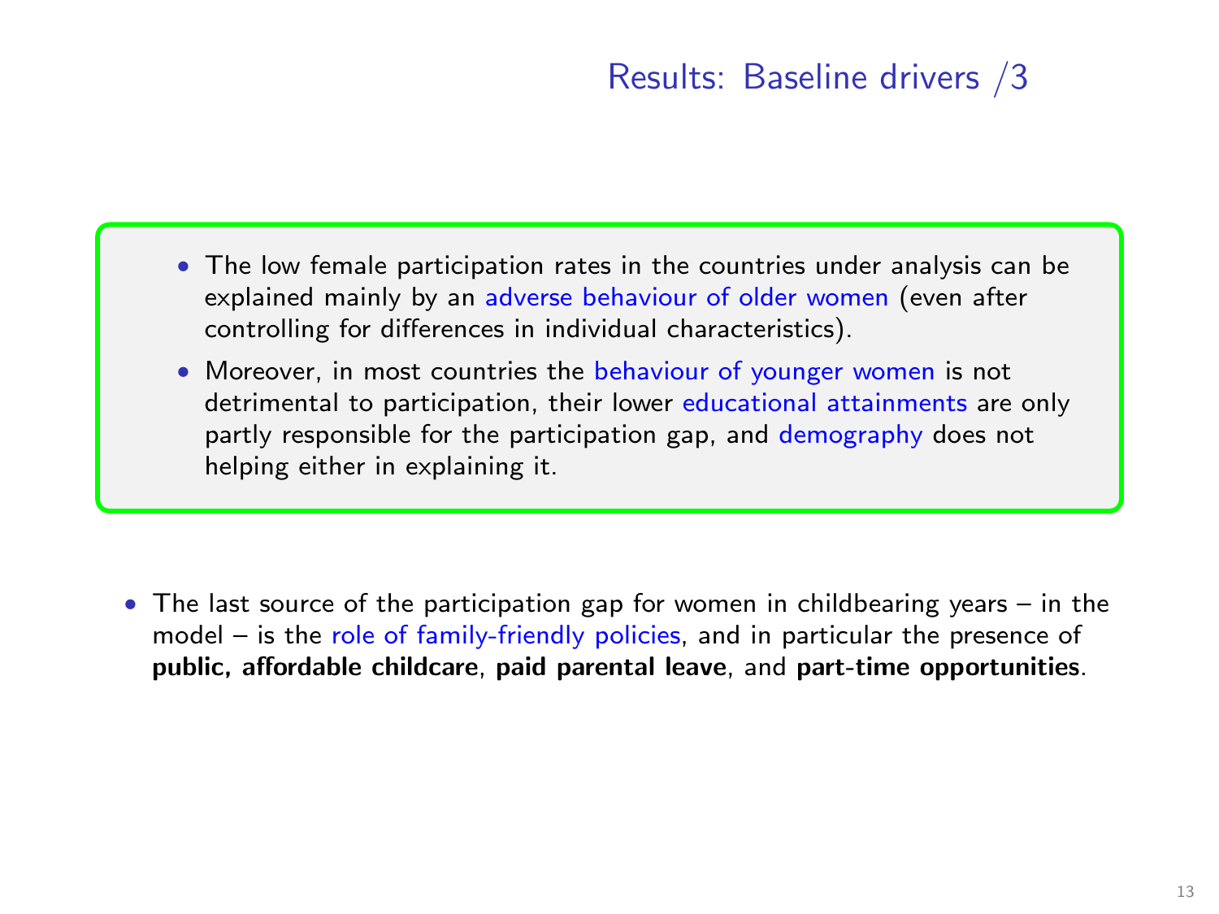## Results: Baseline drivers /3

- The low female participation rates in the countries under analysis can be explained mainly by an adverse behaviour of older women (even after controlling for differences in individual characteristics).
- Moreover, in most countries the behaviour of younger women is not detrimental to participation, their lower educational attainments are only partly responsible for the participation gap, and demography does not helping either in explaining it.

- The last source of the participation gap for women in childbearing years – in the model – is the role of family-friendly policies, and in particular the presence of **public, affordable childcare**, **paid parental leave**, and **part-time opportunities**.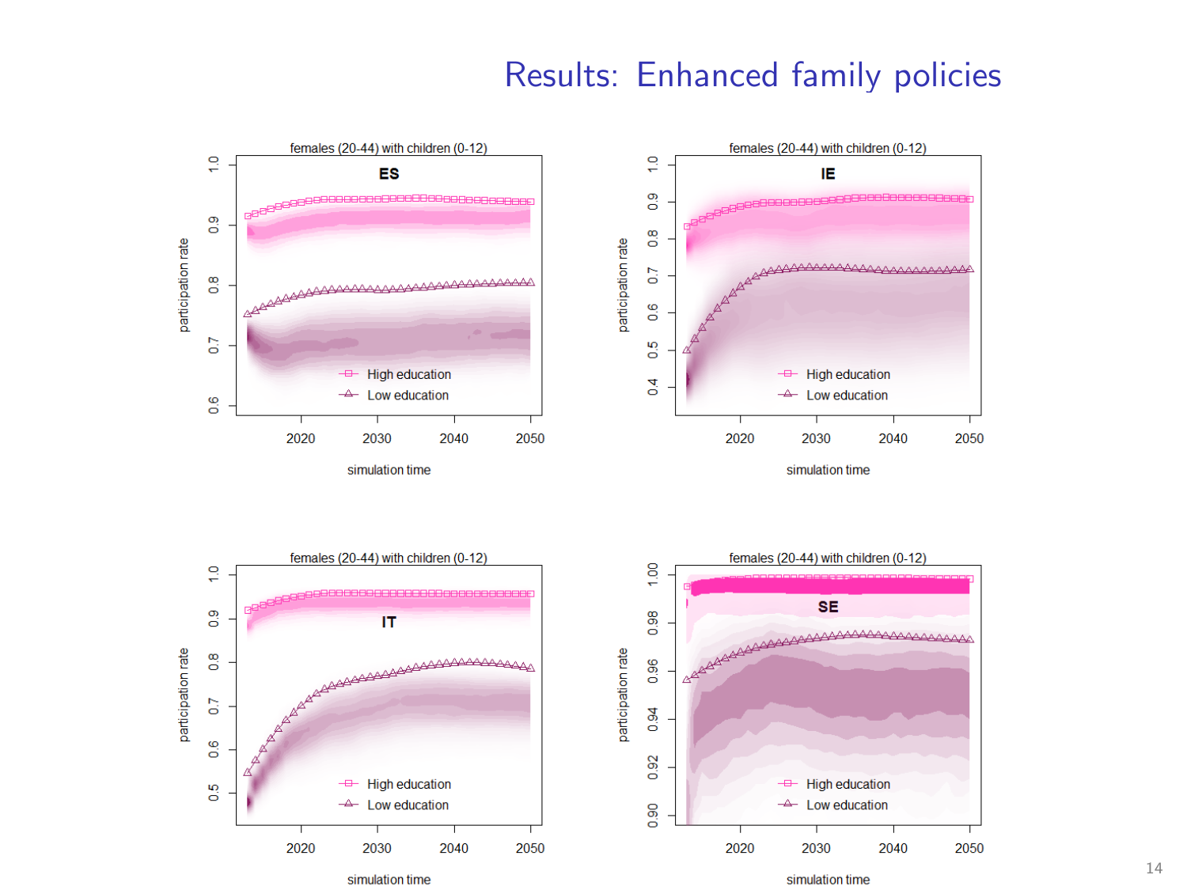# Results: Enhanced family policies

females (20-44) with children (0-12)

**ES**

participation rate

simulation time

High education

Low education

females (20-44) with children (0-12)

**IE**

participation rate

simulation time

High education

Low education

females (20-44) with children (0-12)

**IT**

participation rate

simulation time

High education

Low education

females (20-44) with children (0-12)

**SE**

participation rate

simulation time

High education

Low education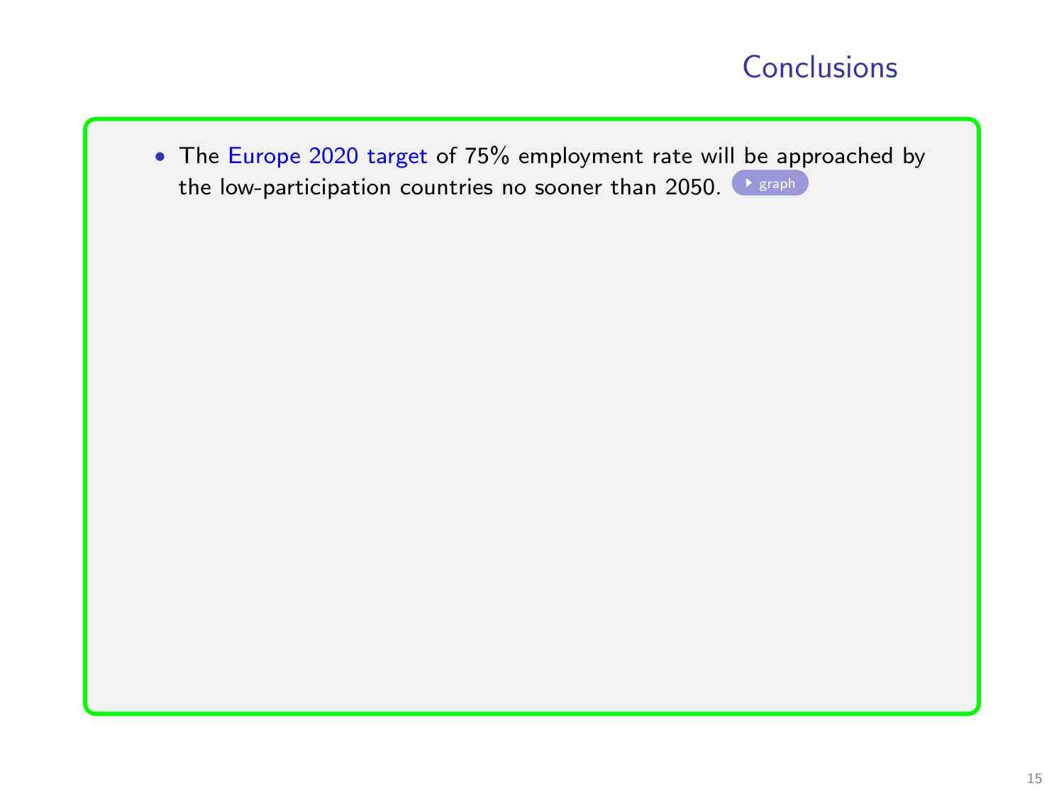## Conclusions

- The Europe 2020 target of 75% employment rate will be approached by the low-participation countries no sooner than 2050. graph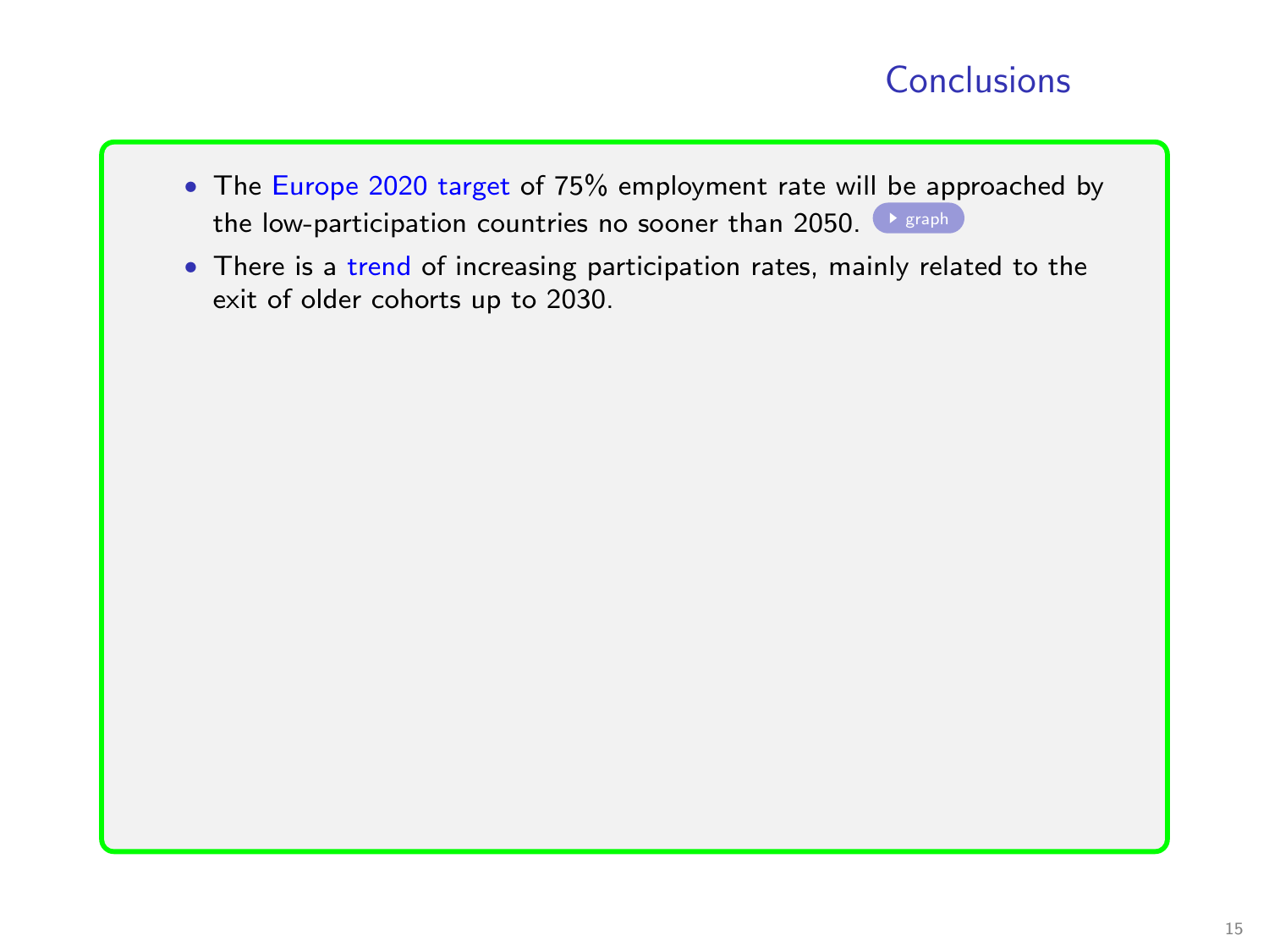# Conclusions

- The Europe 2020 target of 75% employment rate will be approached by the low-participation countries no sooner than 2050. ▸ graph
- There is a trend of increasing participation rates, mainly related to the exit of older cohorts up to 2030.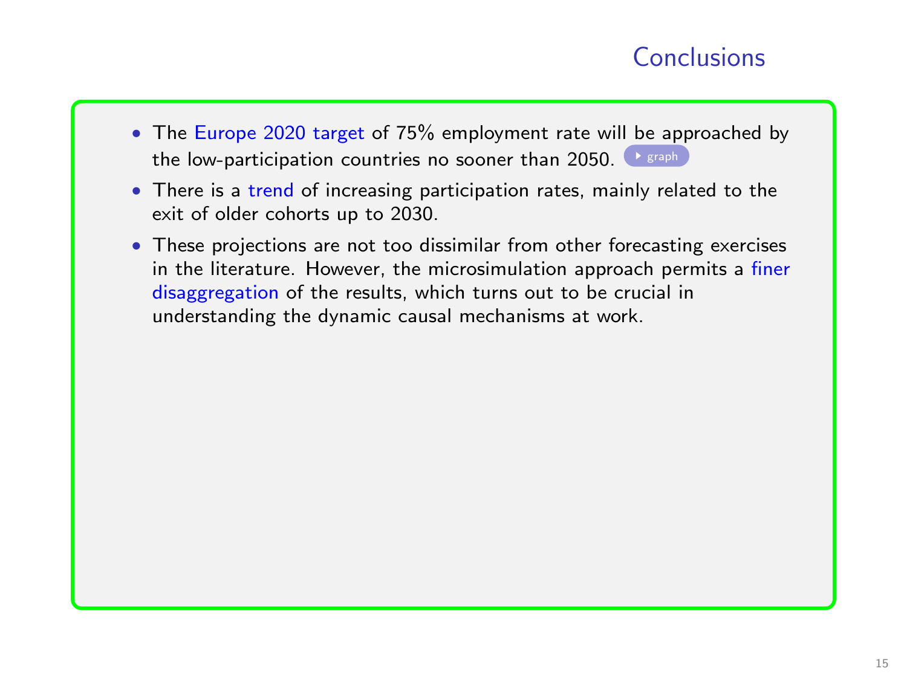# Conclusions

- The Europe 2020 target of 75% employment rate will be approached by the low-participation countries no sooner than 2050. ▸ graph
- There is a trend of increasing participation rates, mainly related to the exit of older cohorts up to 2030.
- These projections are not too dissimilar from other forecasting exercises in the literature. However, the microsimulation approach permits a finer disaggregation of the results, which turns out to be crucial in understanding the dynamic causal mechanisms at work.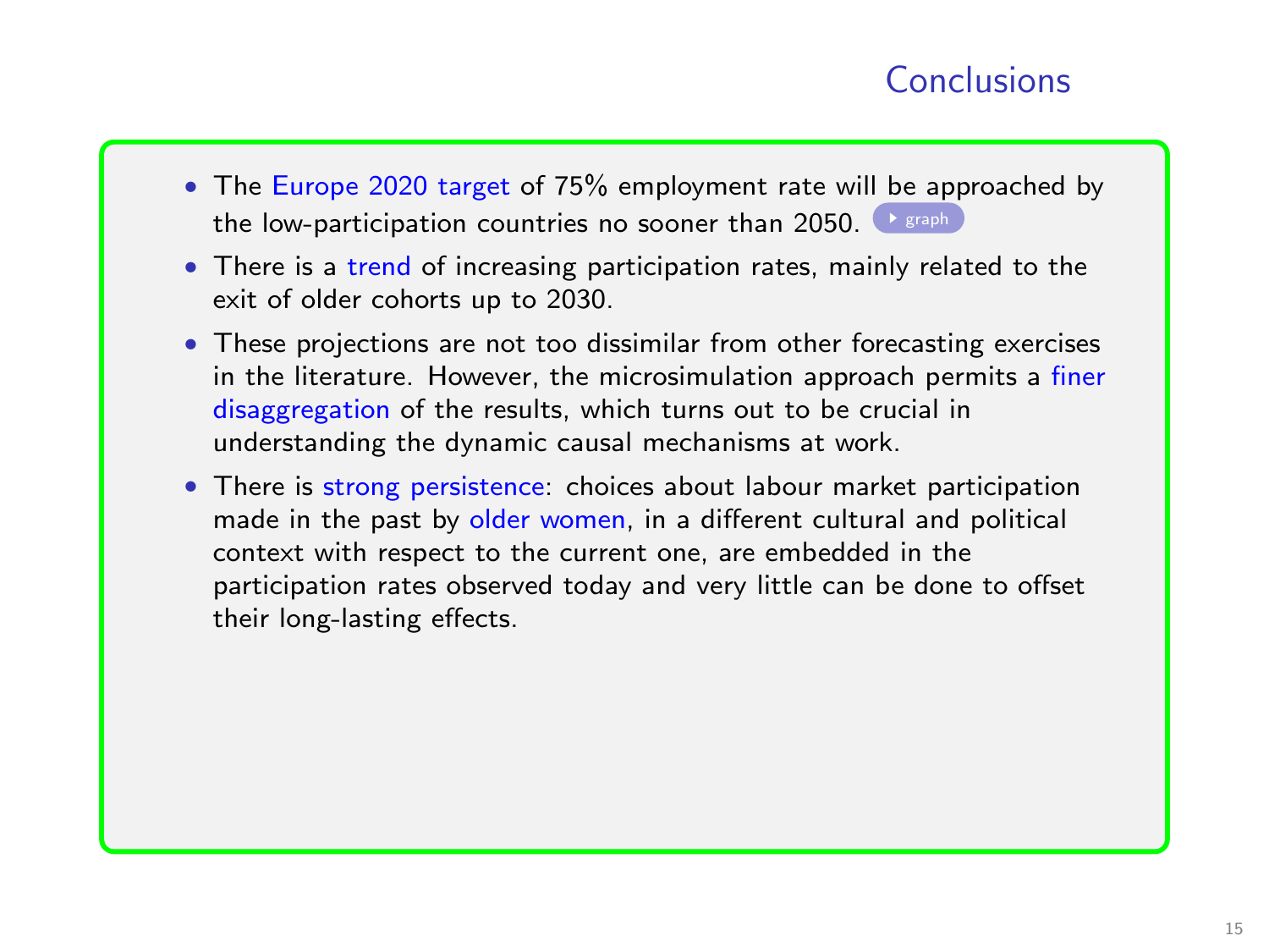# Conclusions

- The Europe 2020 target of 75% employment rate will be approached by the low-participation countries no sooner than 2050. ▸ graph
- There is a trend of increasing participation rates, mainly related to the exit of older cohorts up to 2030.
- These projections are not too dissimilar from other forecasting exercises in the literature. However, the microsimulation approach permits a finer disaggregation of the results, which turns out to be crucial in understanding the dynamic causal mechanisms at work.
- There is strong persistence: choices about labour market participation made in the past by older women, in a different cultural and political context with respect to the current one, are embedded in the participation rates observed today and very little can be done to offset their long-lasting effects.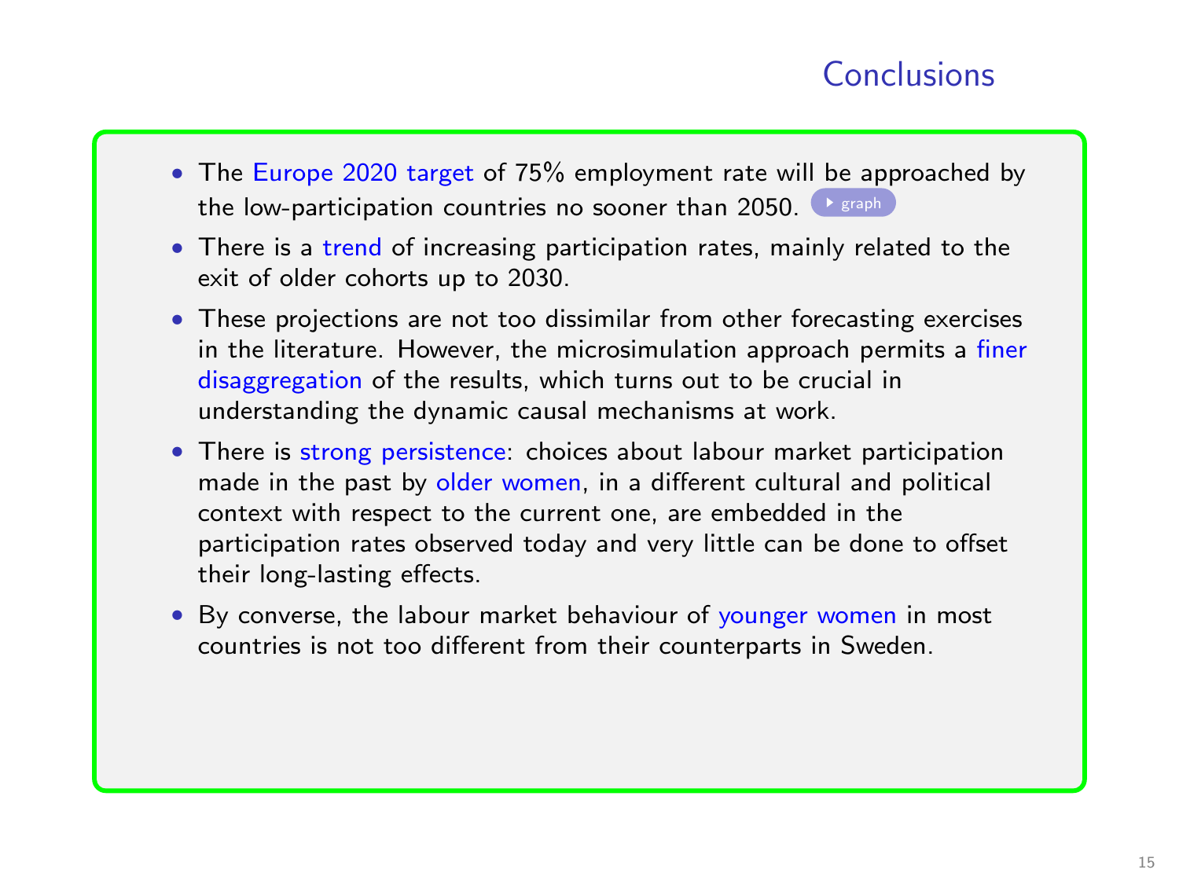# Conclusions

- The Europe 2020 target of 75% employment rate will be approached by the low-participation countries no sooner than 2050. graph
- There is a trend of increasing participation rates, mainly related to the exit of older cohorts up to 2030.
- These projections are not too dissimilar from other forecasting exercises in the literature. However, the microsimulation approach permits a finer disaggregation of the results, which turns out to be crucial in understanding the dynamic causal mechanisms at work.
- There is strong persistence: choices about labour market participation made in the past by older women, in a different cultural and political context with respect to the current one, are embedded in the participation rates observed today and very little can be done to offset their long-lasting effects.
- By converse, the labour market behaviour of younger women in most countries is not too different from their counterparts in Sweden.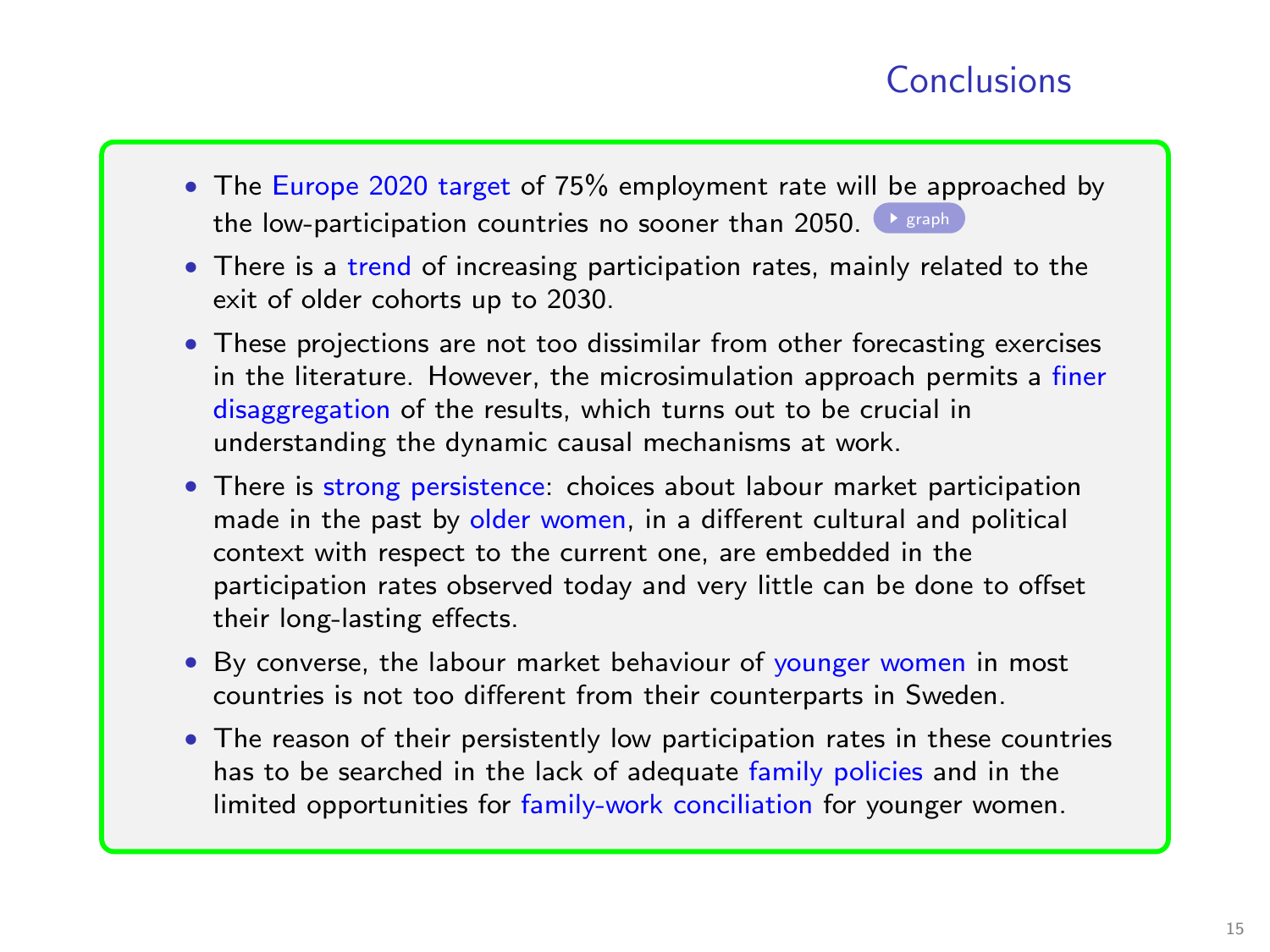## Conclusions

- The Europe 2020 target of 75% employment rate will be approached by the low-participation countries no sooner than 2050. graph
- There is a trend of increasing participation rates, mainly related to the exit of older cohorts up to 2030.
- These projections are not too dissimilar from other forecasting exercises in the literature. However, the microsimulation approach permits a finer disaggregation of the results, which turns out to be crucial in understanding the dynamic causal mechanisms at work.
- There is strong persistence: choices about labour market participation made in the past by older women, in a different cultural and political context with respect to the current one, are embedded in the participation rates observed today and very little can be done to offset their long-lasting effects.
- By converse, the labour market behaviour of younger women in most countries is not too different from their counterparts in Sweden.
- The reason of their persistently low participation rates in these countries has to be searched in the lack of adequate family policies and in the limited opportunities for family-work conciliation for younger women.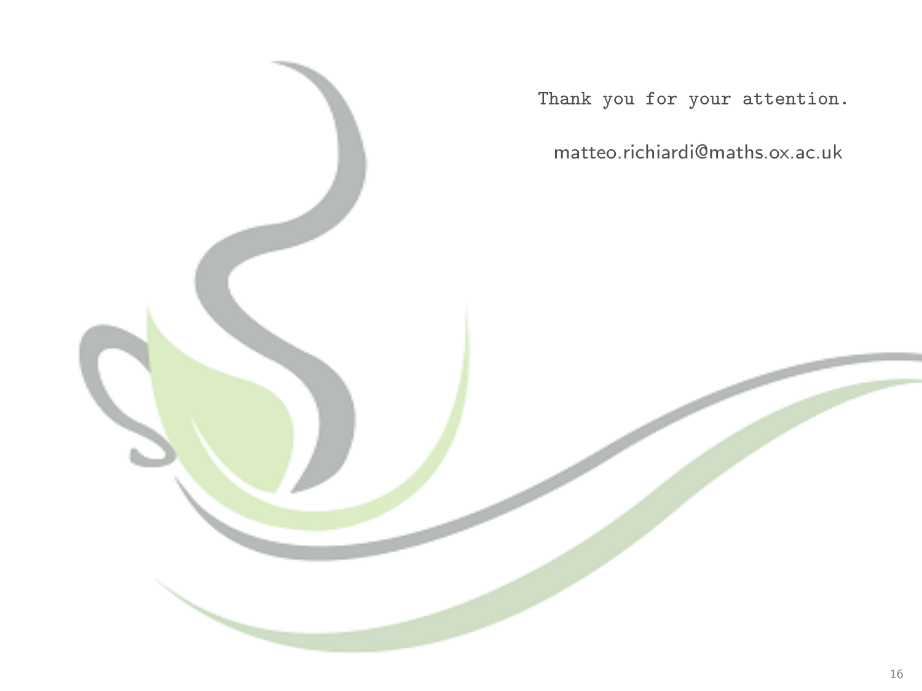Thank you for your attention.

matteo.richiardi@maths.ox.ac.uk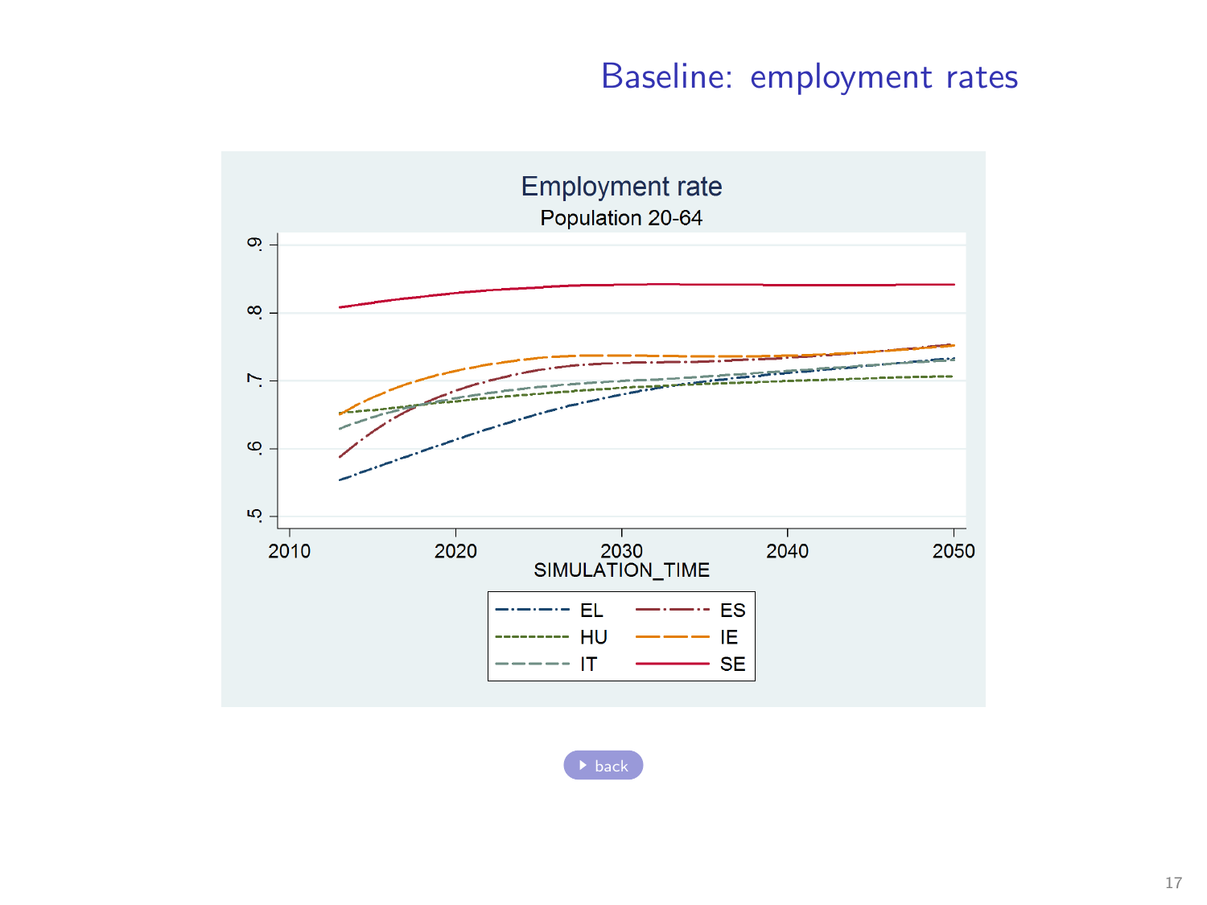# Baseline: employment rates

Employment rate

Population 20-64

y-axis: .5, .6, .7, .8, .9

x-axis: 2010, 2020, 2030, 2040, 2050

SIMULATION_TIME

Legend: EL, ES, HU, IE, IT, SE

back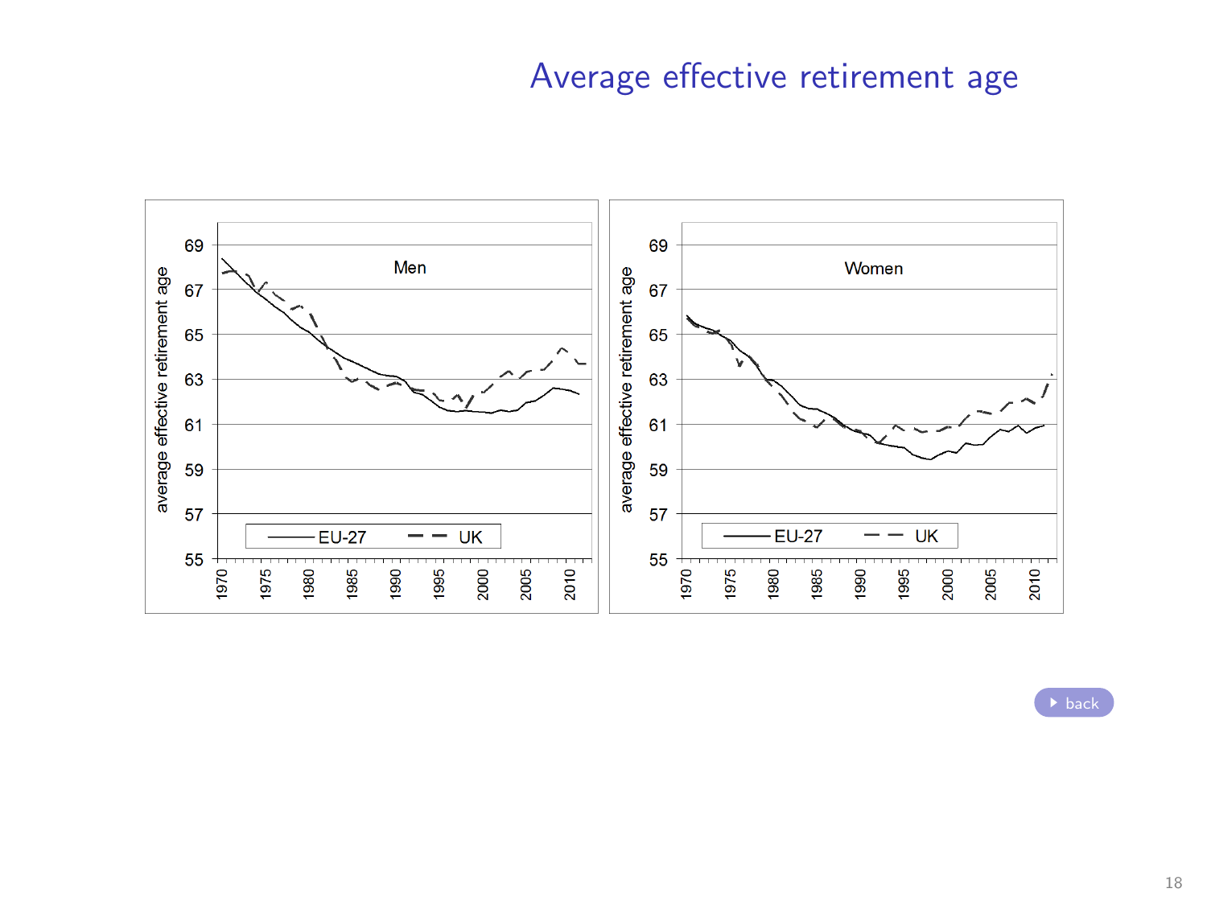# Average effective retirement age

Men

average effective retirement age

69
67
65
63
61
59
57
55

1970 1975 1980 1985 1990 1995 2000 2005 2010

EU-27 UK

Women

average effective retirement age

69
67
65
63
61
59
57
55

1970 1975 1980 1985 1990 1995 2000 2005 2010

EU-27 UK

back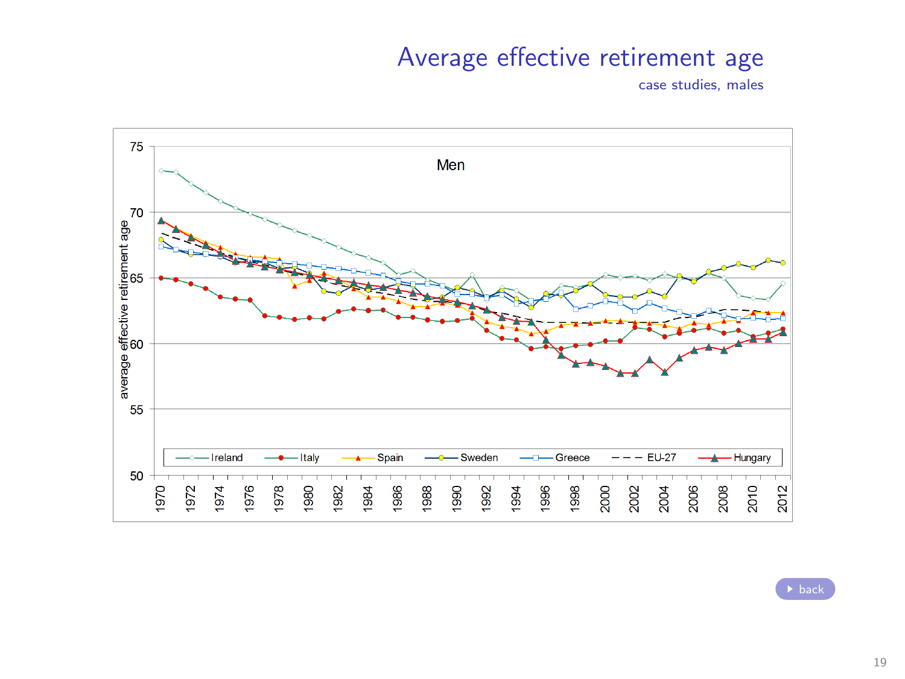# Average effective retirement age

case studies, males

Men

average effective retirement age

Ireland, Italy, Spain, Sweden, Greece, EU-27, Hungary

back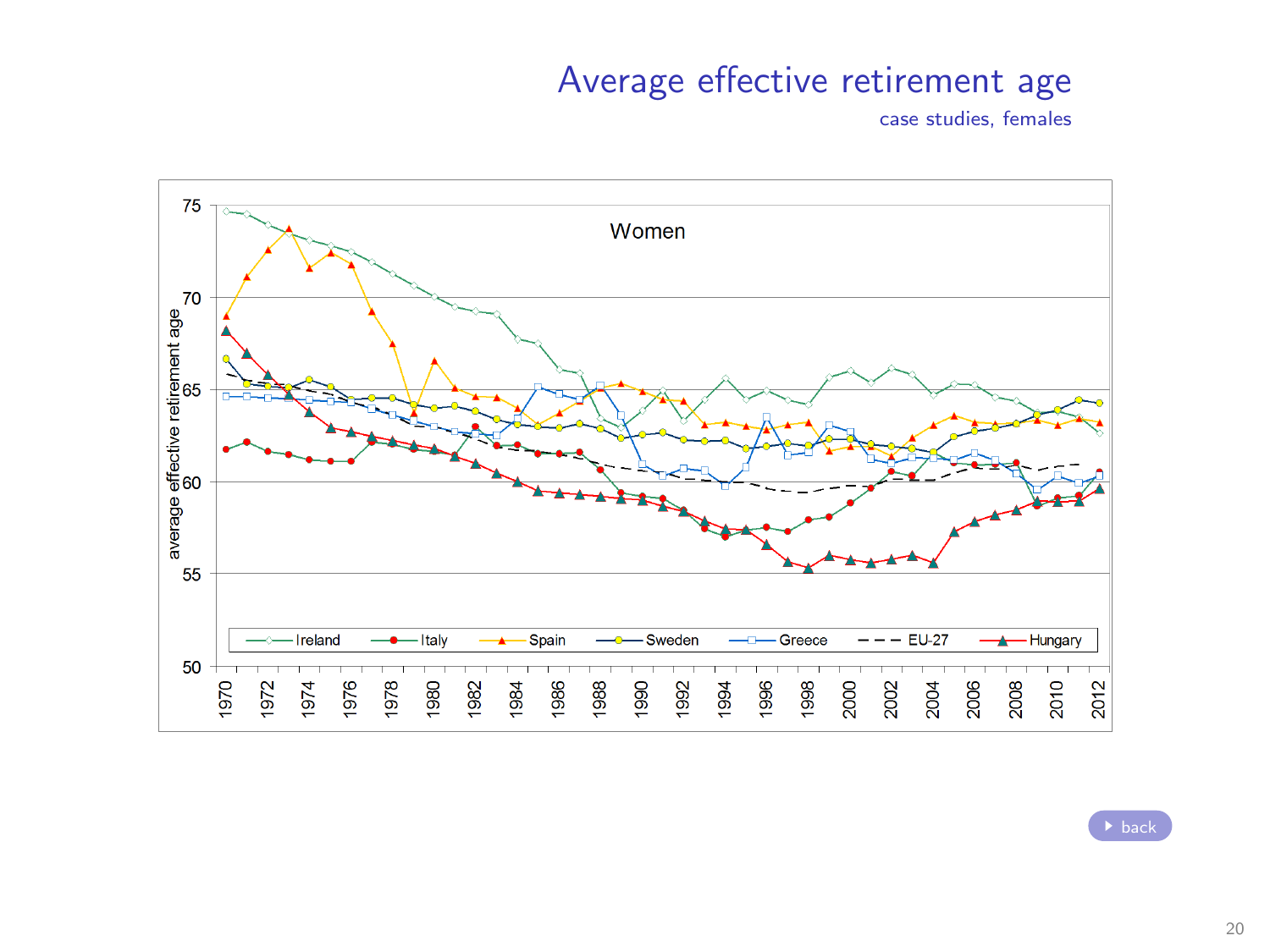# Average effective retirement age

case studies, females

Women

75
70
65
60
55
50

average effective retirement age

1970 1972 1974 1976 1978 1980 1982 1984 1986 1988 1990 1992 1994 1996 1998 2000 2002 2004 2006 2008 2010 2012

Ireland, Italy, Spain, Sweden, Greece, EU-27, Hungary

back